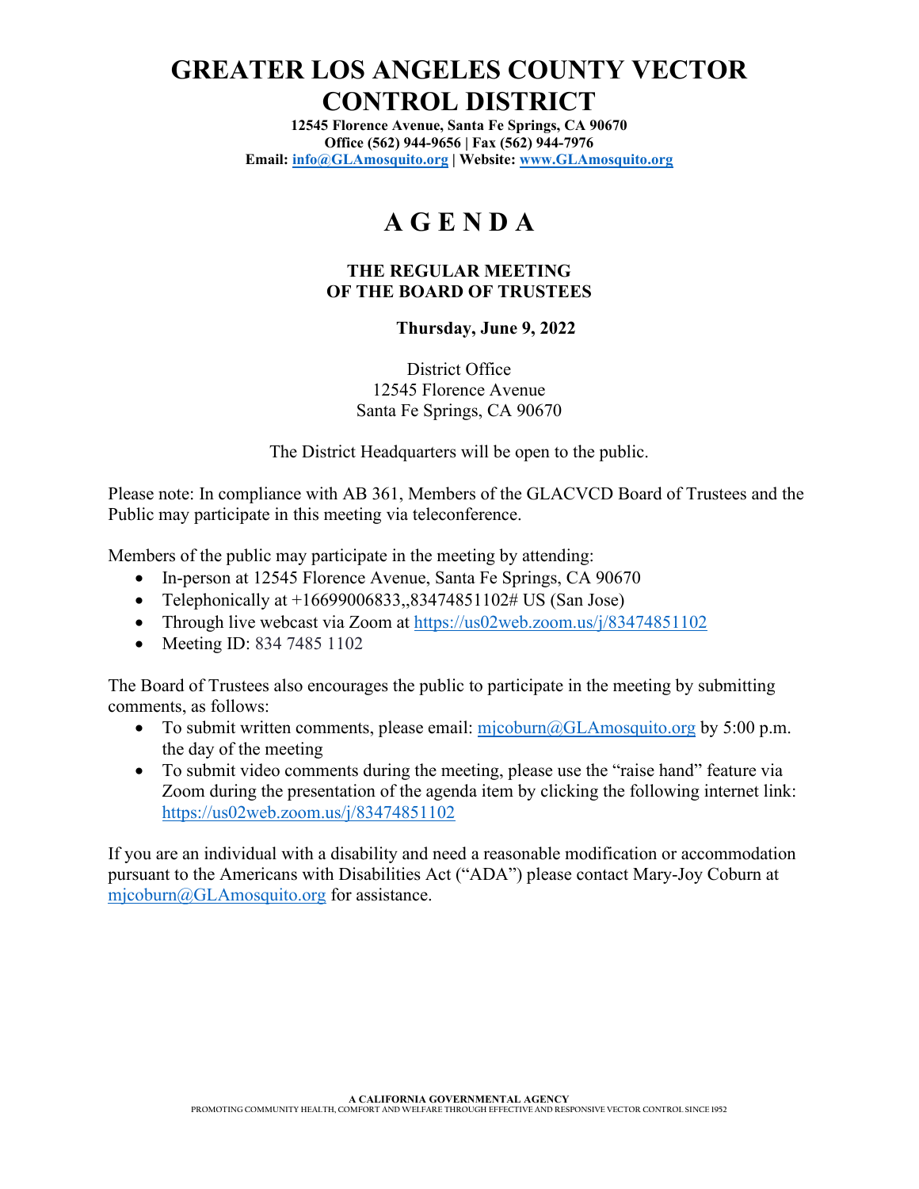# GREATER LOS ANGELES COUNTY VECTOR CONTROL DISTRICT

**12545 Florence Avenue, Santa Fe Springs, CA 90670**
**Office (562) 944-9656 | Fax (562) 944-7976**
**Email: info@GLAmosquito.org | Website: www.GLAmosquito.org**

# A G E N D A

### THE REGULAR MEETING OF THE BOARD OF TRUSTEES

**Thursday, June 9, 2022**

District Office
12545 Florence Avenue
Santa Fe Springs, CA 90670

The District Headquarters will be open to the public.

Please note: In compliance with AB 361, Members of the GLACVCD Board of Trustees and the Public may participate in this meeting via teleconference.

Members of the public may participate in the meeting by attending:

- In-person at 12545 Florence Avenue, Santa Fe Springs, CA 90670
- Telephonically at +16699006833,,83474851102# US (San Jose)
- Through live webcast via Zoom at https://us02web.zoom.us/j/83474851102
- Meeting ID: 834 7485 1102

The Board of Trustees also encourages the public to participate in the meeting by submitting comments, as follows:

- To submit written comments, please email: mjcoburn@GLAmosquito.org by 5:00 p.m. the day of the meeting
- To submit video comments during the meeting, please use the "raise hand" feature via Zoom during the presentation of the agenda item by clicking the following internet link: https://us02web.zoom.us/j/83474851102

If you are an individual with a disability and need a reasonable modification or accommodation pursuant to the Americans with Disabilities Act ("ADA") please contact Mary-Joy Coburn at mjcoburn@GLAmosquito.org for assistance.

**A CALIFORNIA GOVERNMENTAL AGENCY**
PROMOTING COMMUNITY HEALTH, COMFORT AND WELFARE THROUGH EFFECTIVE AND RESPONSIVE VECTOR CONTROL SINCE 1952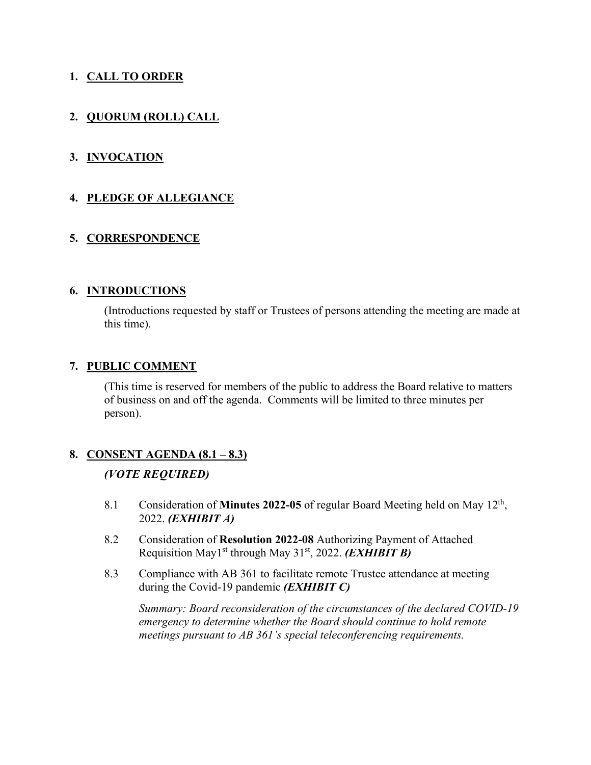1. **CALL TO ORDER**

2. **QUORUM (ROLL) CALL**

3. **INVOCATION**

4. **PLEDGE OF ALLEGIANCE**

5. **CORRESPONDENCE**

6. **INTRODUCTIONS**

   (Introductions requested by staff or Trustees of persons attending the meeting are made at this time).

7. **PUBLIC COMMENT**

   (This time is reserved for members of the public to address the Board relative to matters of business on and off the agenda. Comments will be limited to three minutes per person).

8. **CONSENT AGENDA (8.1 – 8.3)**

   ***(VOTE REQUIRED)***

   8.1 Consideration of **Minutes 2022-05** of regular Board Meeting held on May 12th, 2022. ***(EXHIBIT A)***

   8.2 Consideration of **Resolution 2022-08** Authorizing Payment of Attached Requisition May1st through May 31st, 2022. ***(EXHIBIT B)***

   8.3 Compliance with AB 361 to facilitate remote Trustee attendance at meeting during the Covid-19 pandemic ***(EXHIBIT C)***

   *Summary: Board reconsideration of the circumstances of the declared COVID-19 emergency to determine whether the Board should continue to hold remote meetings pursuant to AB 361's special teleconferencing requirements.*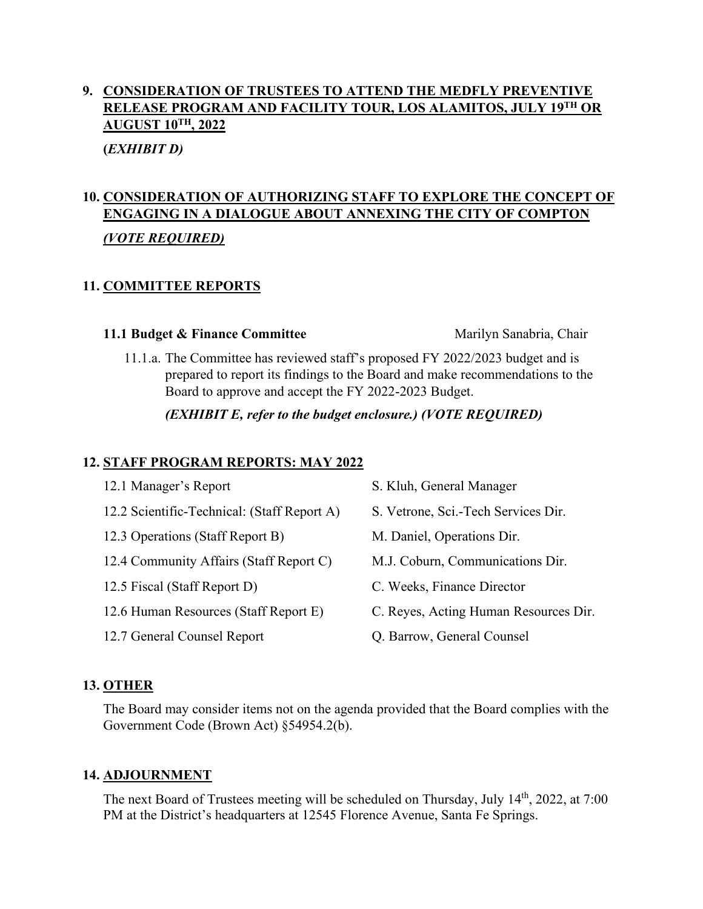## 9. <u>CONSIDERATION OF TRUSTEES TO ATTEND THE MEDFLY PREVENTIVE RELEASE PROGRAM AND FACILITY TOUR, LOS ALAMITOS, JULY 19TH OR AUGUST 10TH, 2022</u>

**(*EXHIBIT D)***

## 10. <u>CONSIDERATION OF AUTHORIZING STAFF TO EXPLORE THE CONCEPT OF ENGAGING IN A DIALOGUE ABOUT ANNEXING THE CITY OF COMPTON</u>

***<u>(VOTE REQUIRED)</u>***

## 11. <u>COMMITTEE REPORTS</u>

**11.1 Budget & Finance Committee** Marilyn Sanabria, Chair

11.1.a. The Committee has reviewed staff's proposed FY 2022/2023 budget and is prepared to report its findings to the Board and make recommendations to the Board to approve and accept the FY 2022-2023 Budget.

***(EXHIBIT E, refer to the budget enclosure.) (VOTE REQUIRED)***

## 12. <u>STAFF PROGRAM REPORTS: MAY 2022</u>

| | |
|---|---|
| 12.1 Manager's Report | S. Kluh, General Manager |
| 12.2 Scientific-Technical: (Staff Report A) | S. Vetrone, Sci.-Tech Services Dir. |
| 12.3 Operations (Staff Report B) | M. Daniel, Operations Dir. |
| 12.4 Community Affairs (Staff Report C) | M.J. Coburn, Communications Dir. |
| 12.5 Fiscal (Staff Report D) | C. Weeks, Finance Director |
| 12.6 Human Resources (Staff Report E) | C. Reyes, Acting Human Resources Dir. |
| 12.7 General Counsel Report | Q. Barrow, General Counsel |

## 13. <u>OTHER</u>

The Board may consider items not on the agenda provided that the Board complies with the Government Code (Brown Act) §54954.2(b).

## 14. <u>ADJOURNMENT</u>

The next Board of Trustees meeting will be scheduled on Thursday, July 14th, 2022, at 7:00 PM at the District's headquarters at 12545 Florence Avenue, Santa Fe Springs.